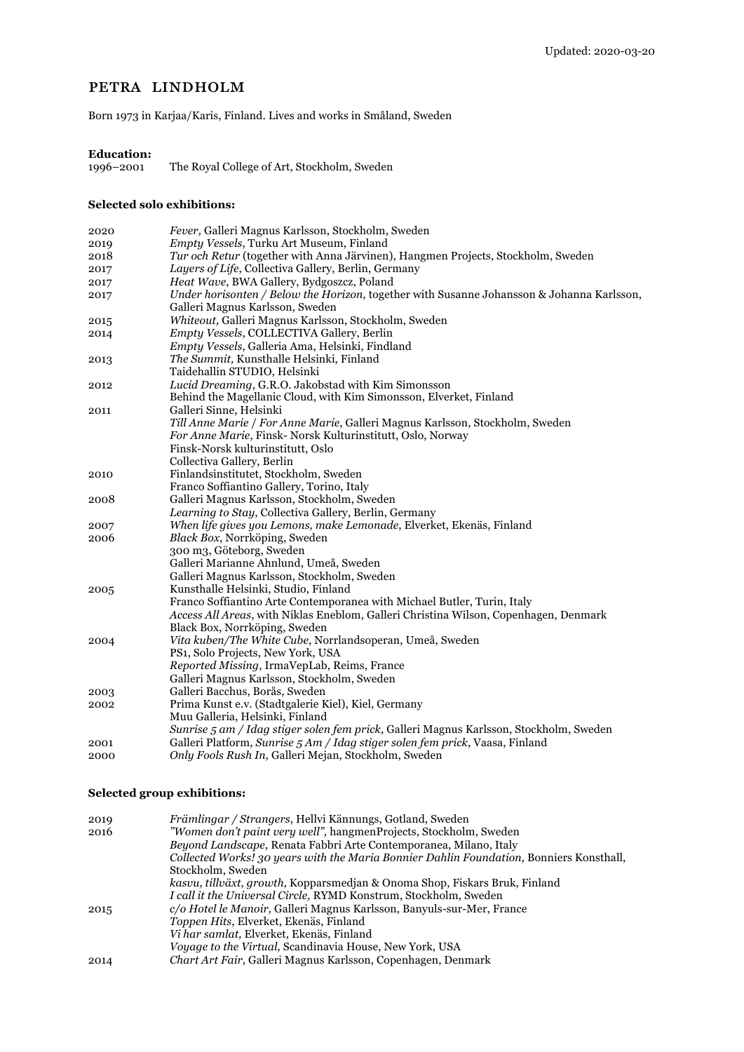Updated: 2020-03-20

# PETRA LINDHOLM

Born 1973 in Karjaa/Karis, Finland. Lives and works in Småland, Sweden

**Education:**

1996–2001 The Royal College of Art, Stockholm, Sweden

**Selected solo exhibitions:**

| | |
|---|---|
| 2020 | *Fever,* Galleri Magnus Karlsson, Stockholm, Sweden |
| 2019 | *Empty Vessels*, Turku Art Museum, Finland |
| 2018 | *Tur och Retur* (together with Anna Järvinen), Hangmen Projects, Stockholm, Sweden |
| 2017 | *Layers of Life*, Collectiva Gallery, Berlin, Germany |
| 2017 | *Heat Wave*, BWA Gallery, Bydgoszcz, Poland |
| 2017 | *Under horisonten / Below the Horizon,* together with Susanne Johansson & Johanna Karlsson, Galleri Magnus Karlsson, Sweden |
| 2015 | *Whiteout,* Galleri Magnus Karlsson, Stockholm, Sweden |
| 2014 | *Empty Vessels*, COLLECTIVA Gallery, Berlin |
| | *Empty Vessels*, Galleria Ama, Helsinki, Findland |
| 2013 | *The Summit,* Kunsthalle Helsinki, Finland |
| | Taidehallin STUDIO, Helsinki |
| 2012 | *Lucid Dreaming*, G.R.O. Jakobstad with Kim Simonsson |
| | Behind the Magellanic Cloud, with Kim Simonsson, Elverket, Finland |
| 2011 | Galleri Sinne, Helsinki |
| | *Till Anne Marie* / *For Anne Marie*, Galleri Magnus Karlsson, Stockholm, Sweden |
| | *For Anne Marie*, Finsk- Norsk Kulturinstitutt, Oslo, Norway |
| | Finsk-Norsk kulturinstitutt, Oslo |
| | Collectiva Gallery, Berlin |
| 2010 | Finlandsinstitutet, Stockholm, Sweden |
| | Franco Soffiantino Gallery, Torino, Italy |
| 2008 | Galleri Magnus Karlsson, Stockholm, Sweden |
| | *Learning to Stay*, Collectiva Gallery, Berlin, Germany |
| 2007 | *When life gives you Lemons, make Lemonade*, Elverket, Ekenäs, Finland |
| 2006 | *Black Box*, Norrköping, Sweden |
| | 300 m3, Göteborg, Sweden |
| | Galleri Marianne Ahnlund, Umeå, Sweden |
| | Galleri Magnus Karlsson, Stockholm, Sweden |
| 2005 | Kunsthalle Helsinki, Studio, Finland |
| | Franco Soffiantino Arte Contemporanea with Michael Butler, Turin, Italy |
| | *Access All Areas*, with Niklas Eneblom, Galleri Christina Wilson, Copenhagen, Denmark |
| | Black Box, Norrköping, Sweden |
| 2004 | *Vita kuben/The White Cube*, Norrlandsoperan, Umeå, Sweden |
| | PS1, Solo Projects, New York, USA |
| | *Reported Missing*, IrmaVepLab, Reims, France |
| | Galleri Magnus Karlsson, Stockholm, Sweden |
| 2003 | Galleri Bacchus, Borås, Sweden |
| 2002 | Prima Kunst e.v. (Stadtgalerie Kiel), Kiel, Germany |
| | Muu Galleria, Helsinki, Finland |
| | *Sunrise 5 am / Idag stiger solen fem prick*, Galleri Magnus Karlsson, Stockholm, Sweden |
| 2001 | Galleri Platform, *Sunrise 5 Am / Idag stiger solen fem prick*, Vaasa, Finland |
| 2000 | *Only Fools Rush In,* Galleri Mejan, Stockholm, Sweden |

**Selected group exhibitions:**

| | |
|---|---|
| 2019 | *Främlingar / Strangers*, Hellvi Kännungs, Gotland, Sweden |
| 2016 | *"Women don't paint very well",* hangmenProjects, Stockholm, Sweden |
| | *Beyond Landscape,* Renata Fabbri Arte Contemporanea, Milano, Italy |
| | *Collected Works! 30 years with the Maria Bonnier Dahlin Foundation,* Bonniers Konsthall, Stockholm, Sweden |
| | *kasvu, tillväxt, growth,* Kopparsmedjan & Onoma Shop, Fiskars Bruk, Finland |
| | *I call it the Universal Circle,* RYMD Konstrum, Stockholm, Sweden |
| 2015 | *c/o Hotel le Manoir,* Galleri Magnus Karlsson, Banyuls-sur-Mer, France |
| | *Toppen Hits*, Elverket, Ekenäs, Finland |
| | *Vi har samlat,* Elverket, Ekenäs, Finland |
| | *Voyage to the Virtual,* Scandinavia House, New York, USA |
| 2014 | *Chart Art Fair,* Galleri Magnus Karlsson, Copenhagen, Denmark |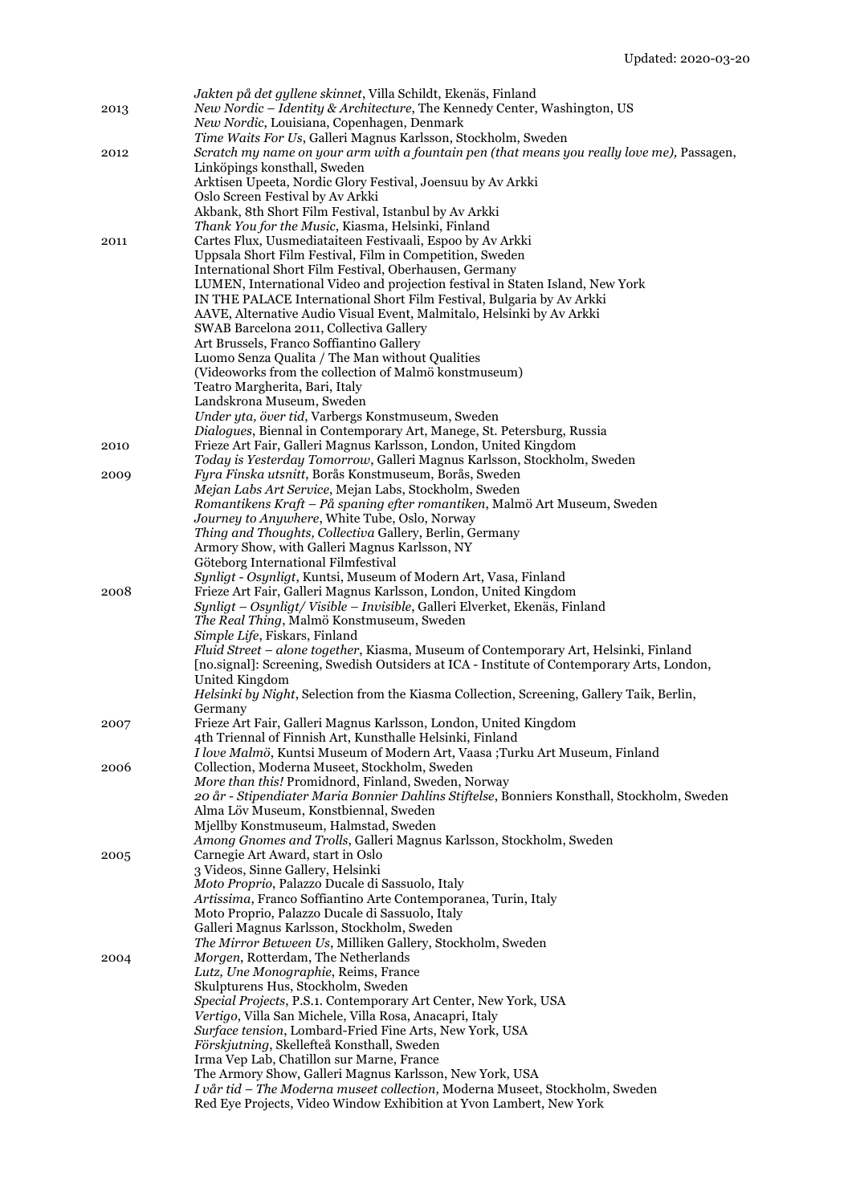| | |
|---|---|
| | *Jakten på det gyllene skinnet*, Villa Schildt, Ekenäs, Finland |
| 2013 | *New Nordic – Identity & Architecture*, The Kennedy Center, Washington, US |
| | *New Nordic*, Louisiana, Copenhagen, Denmark |
| | *Time Waits For Us*, Galleri Magnus Karlsson, Stockholm, Sweden |
| 2012 | *Scratch my name on your arm with a fountain pen (that means you really love me)*, Passagen, Linköpings konsthall, Sweden |
| | Arktisen Upeeta, Nordic Glory Festival, Joensuu by Av Arkki |
| | Oslo Screen Festival by Av Arkki |
| | Akbank, 8th Short Film Festival, Istanbul by Av Arkki |
| | *Thank You for the Music*, Kiasma, Helsinki, Finland |
| 2011 | Cartes Flux, Uusmediataiteen Festivaali, Espoo by Av Arkki |
| | Uppsala Short Film Festival, Film in Competition, Sweden |
| | International Short Film Festival, Oberhausen, Germany |
| | LUMEN, International Video and projection festival in Staten Island, New York |
| | IN THE PALACE International Short Film Festival, Bulgaria by Av Arkki |
| | AAVE, Alternative Audio Visual Event, Malmitalo, Helsinki by Av Arkki |
| | SWAB Barcelona 2011, Collectiva Gallery |
| | Art Brussels, Franco Soffiantino Gallery |
| | Luomo Senza Qualita / The Man without Qualities |
| | (Videoworks from the collection of Malmö konstmuseum) |
| | Teatro Margherita, Bari, Italy |
| | Landskrona Museum, Sweden |
| | *Under yta, över tid*, Varbergs Konstmuseum, Sweden |
| | *Dialogues*, Biennal in Contemporary Art, Manege, St. Petersburg, Russia |
| 2010 | Frieze Art Fair, Galleri Magnus Karlsson, London, United Kingdom |
| | *Today is Yesterday Tomorrow*, Galleri Magnus Karlsson, Stockholm, Sweden |
| 2009 | *Fyra Finska utsnitt*, Borås Konstmuseum, Borås, Sweden |
| | *Mejan Labs Art Service*, Mejan Labs, Stockholm, Sweden |
| | *Romantikens Kraft – På spaning efter romantiken*, Malmö Art Museum, Sweden |
| | *Journey to Anywhere*, White Tube, Oslo, Norway |
| | *Thing and Thoughts, Collectiva* Gallery, Berlin, Germany |
| | Armory Show, with Galleri Magnus Karlsson, NY |
| | Göteborg International Filmfestival |
| | *Synligt - Osynligt*, Kuntsi, Museum of Modern Art, Vasa, Finland |
| 2008 | Frieze Art Fair, Galleri Magnus Karlsson, London, United Kingdom |
| | *Synligt – Osynligt/ Visible – Invisible*, Galleri Elverket, Ekenäs, Finland |
| | *The Real Thing*, Malmö Konstmuseum, Sweden |
| | *Simple Life*, Fiskars, Finland |
| | *Fluid Street – alone together*, Kiasma, Museum of Contemporary Art, Helsinki, Finland |
| | [no.signal]: Screening, Swedish Outsiders at ICA - Institute of Contemporary Arts, London, United Kingdom |
| | *Helsinki by Night*, Selection from the Kiasma Collection, Screening, Gallery Taik, Berlin, Germany |
| 2007 | Frieze Art Fair, Galleri Magnus Karlsson, London, United Kingdom |
| | 4th Triennal of Finnish Art, Kunsthalle Helsinki, Finland |
| | *I love Malmö*, Kuntsi Museum of Modern Art, Vaasa ;Turku Art Museum, Finland |
| 2006 | Collection, Moderna Museet, Stockholm, Sweden |
| | *More than this!* Promidnord, Finland, Sweden, Norway |
| | *20 år - Stipendiater Maria Bonnier Dahlins Stiftelse*, Bonniers Konsthall, Stockholm, Sweden |
| | Alma Löv Museum, Konstbiennal, Sweden |
| | Mjellby Konstmuseum, Halmstad, Sweden |
| | *Among Gnomes and Trolls*, Galleri Magnus Karlsson, Stockholm, Sweden |
| 2005 | Carnegie Art Award, start in Oslo |
| | 3 Videos, Sinne Gallery, Helsinki |
| | *Moto Proprio*, Palazzo Ducale di Sassuolo, Italy |
| | *Artissima*, Franco Soffiantino Arte Contemporanea, Turin, Italy |
| | Moto Proprio, Palazzo Ducale di Sassuolo, Italy |
| | Galleri Magnus Karlsson, Stockholm, Sweden |
| | *The Mirror Between Us*, Milliken Gallery, Stockholm, Sweden |
| 2004 | *Morgen*, Rotterdam, The Netherlands |
| | *Lutz, Une Monographie*, Reims, France |
| | Skulpturens Hus, Stockholm, Sweden |
| | *Special Projects*, P.S.1. Contemporary Art Center, New York, USA |
| | *Vertigo*, Villa San Michele, Villa Rosa, Anacapri, Italy |
| | *Surface tension*, Lombard-Fried Fine Arts, New York, USA |
| | *Förskjutning*, Skellefteå Konsthall, Sweden |
| | Irma Vep Lab, Chatillon sur Marne, France |
| | The Armory Show, Galleri Magnus Karlsson, New York, USA |
| | *I vår tid – The Moderna museet collection*, Moderna Museet, Stockholm, Sweden |
| | Red Eye Projects, Video Window Exhibition at Yvon Lambert, New York |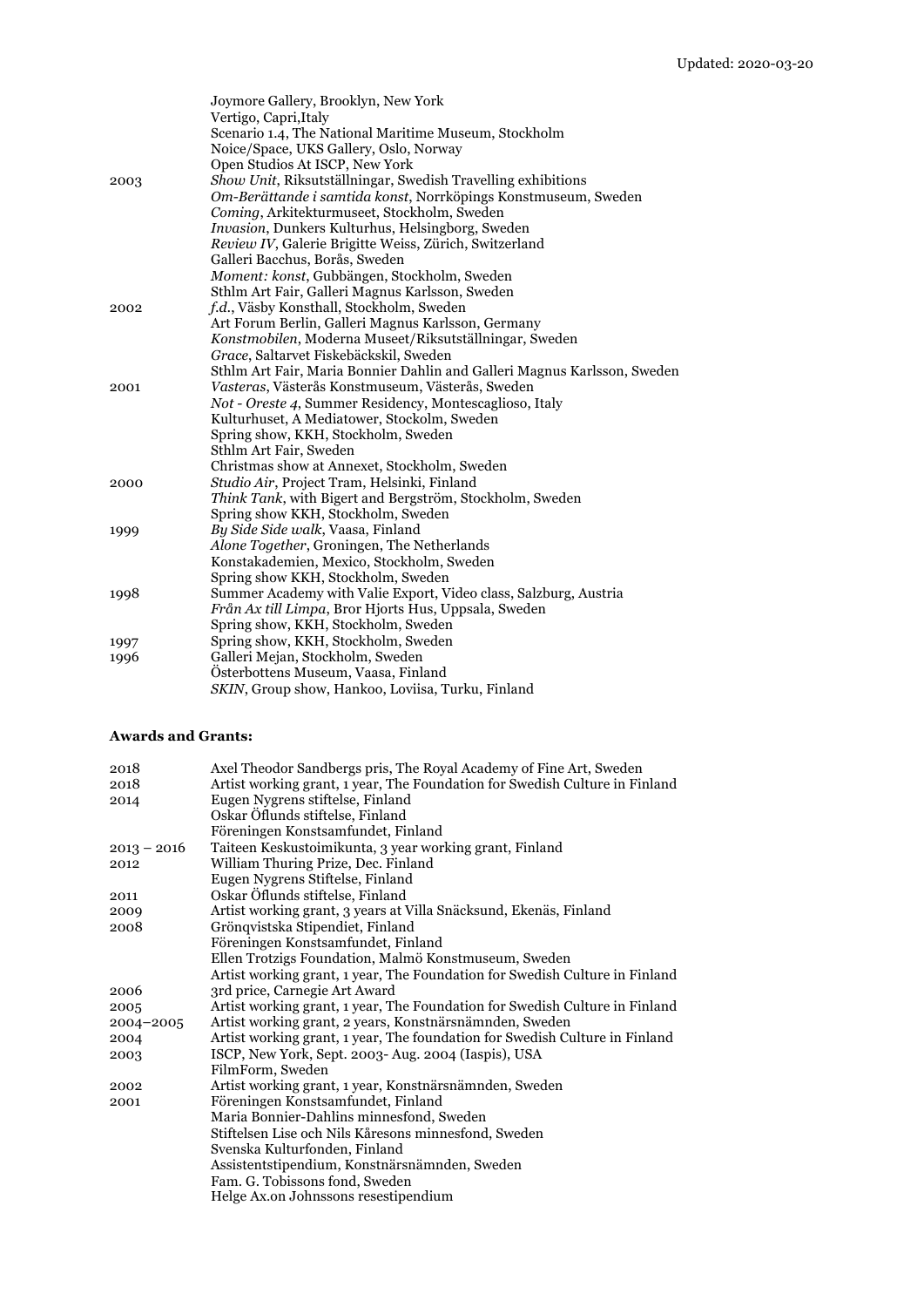| | |
|---|---|
| | Joymore Gallery, Brooklyn, New York |
| | Vertigo, Capri,Italy |
| | Scenario 1.4, The National Maritime Museum, Stockholm |
| | Noice/Space, UKS Gallery, Oslo, Norway |
| | Open Studios At ISCP, New York |
| 2003 | *Show Unit*, Riksutställningar, Swedish Travelling exhibitions |
| | *Om-Berättande i samtida konst*, Norrköpings Konstmuseum, Sweden |
| | *Coming*, Arkitekturmuseet, Stockholm, Sweden |
| | *Invasion*, Dunkers Kulturhus, Helsingborg, Sweden |
| | *Review IV*, Galerie Brigitte Weiss, Zürich, Switzerland |
| | Galleri Bacchus, Borås, Sweden |
| | *Moment: konst*, Gubbängen, Stockholm, Sweden |
| | Sthlm Art Fair, Galleri Magnus Karlsson, Sweden |
| 2002 | *f.d.*, Väsby Konsthall, Stockholm, Sweden |
| | Art Forum Berlin, Galleri Magnus Karlsson, Germany |
| | *Konstmobilen*, Moderna Museet/Riksutställningar, Sweden |
| | *Grace*, Saltarvet Fiskebäckskil, Sweden |
| | Sthlm Art Fair, Maria Bonnier Dahlin and Galleri Magnus Karlsson, Sweden |
| 2001 | *Vasteras*, Västerås Konstmuseum, Västerås, Sweden |
| | *Not - Oreste 4*, Summer Residency, Montescaglioso, Italy |
| | Kulturhuset, A Mediatower, Stockolm, Sweden |
| | Spring show, KKH, Stockholm, Sweden |
| | Sthlm Art Fair, Sweden |
| | Christmas show at Annexet, Stockholm, Sweden |
| 2000 | *Studio Air*, Project Tram, Helsinki, Finland |
| | *Think Tank*, with Bigert and Bergström, Stockholm, Sweden |
| | Spring show KKH, Stockholm, Sweden |
| 1999 | *By Side Side walk*, Vaasa, Finland |
| | *Alone Together*, Groningen, The Netherlands |
| | Konstakademien, Mexico, Stockholm, Sweden |
| | Spring show KKH, Stockholm, Sweden |
| 1998 | Summer Academy with Valie Export, Video class, Salzburg, Austria |
| | *Från Ax till Limpa*, Bror Hjorts Hus, Uppsala, Sweden |
| | Spring show, KKH, Stockholm, Sweden |
| 1997 | Spring show, KKH, Stockholm, Sweden |
| 1996 | Galleri Mejan, Stockholm, Sweden |
| | Österbottens Museum, Vaasa, Finland |
| | *SKIN*, Group show, Hankoo, Loviisa, Turku, Finland |

**Awards and Grants:**

| | |
|---|---|
| 2018 | Axel Theodor Sandbergs pris, The Royal Academy of Fine Art, Sweden |
| 2018 | Artist working grant, 1 year, The Foundation for Swedish Culture in Finland |
| 2014 | Eugen Nygrens stiftelse, Finland |
| | Oskar Öflunds stiftelse, Finland |
| | Föreningen Konstsamfundet, Finland |
| 2013 – 2016 | Taiteen Keskustoimikunta, 3 year working grant, Finland |
| 2012 | William Thuring Prize, Dec. Finland |
| | Eugen Nygrens Stiftelse, Finland |
| 2011 | Oskar Öflunds stiftelse, Finland |
| 2009 | Artist working grant, 3 years at Villa Snäcksund, Ekenäs, Finland |
| 2008 | Grönqvistska Stipendiet, Finland |
| | Föreningen Konstsamfundet, Finland |
| | Ellen Trotzigs Foundation, Malmö Konstmuseum, Sweden |
| | Artist working grant, 1 year, The Foundation for Swedish Culture in Finland |
| 2006 | 3rd price, Carnegie Art Award |
| 2005 | Artist working grant, 1 year, The Foundation for Swedish Culture in Finland |
| 2004–2005 | Artist working grant, 2 years, Konstnärsnämnden, Sweden |
| 2004 | Artist working grant, 1 year, The foundation for Swedish Culture in Finland |
| 2003 | ISCP, New York, Sept. 2003- Aug. 2004 (Iaspis), USA |
| | FilmForm, Sweden |
| 2002 | Artist working grant, 1 year, Konstnärsnämnden, Sweden |
| 2001 | Föreningen Konstsamfundet, Finland |
| | Maria Bonnier-Dahlins minnesfond, Sweden |
| | Stiftelsen Lise och Nils Kåresons minnesfond, Sweden |
| | Svenska Kulturfonden, Finland |
| | Assistentstipendium, Konstnärsnämnden, Sweden |
| | Fam. G. Tobissons fond, Sweden |
| | Helge Ax.on Johnssons resestipendium |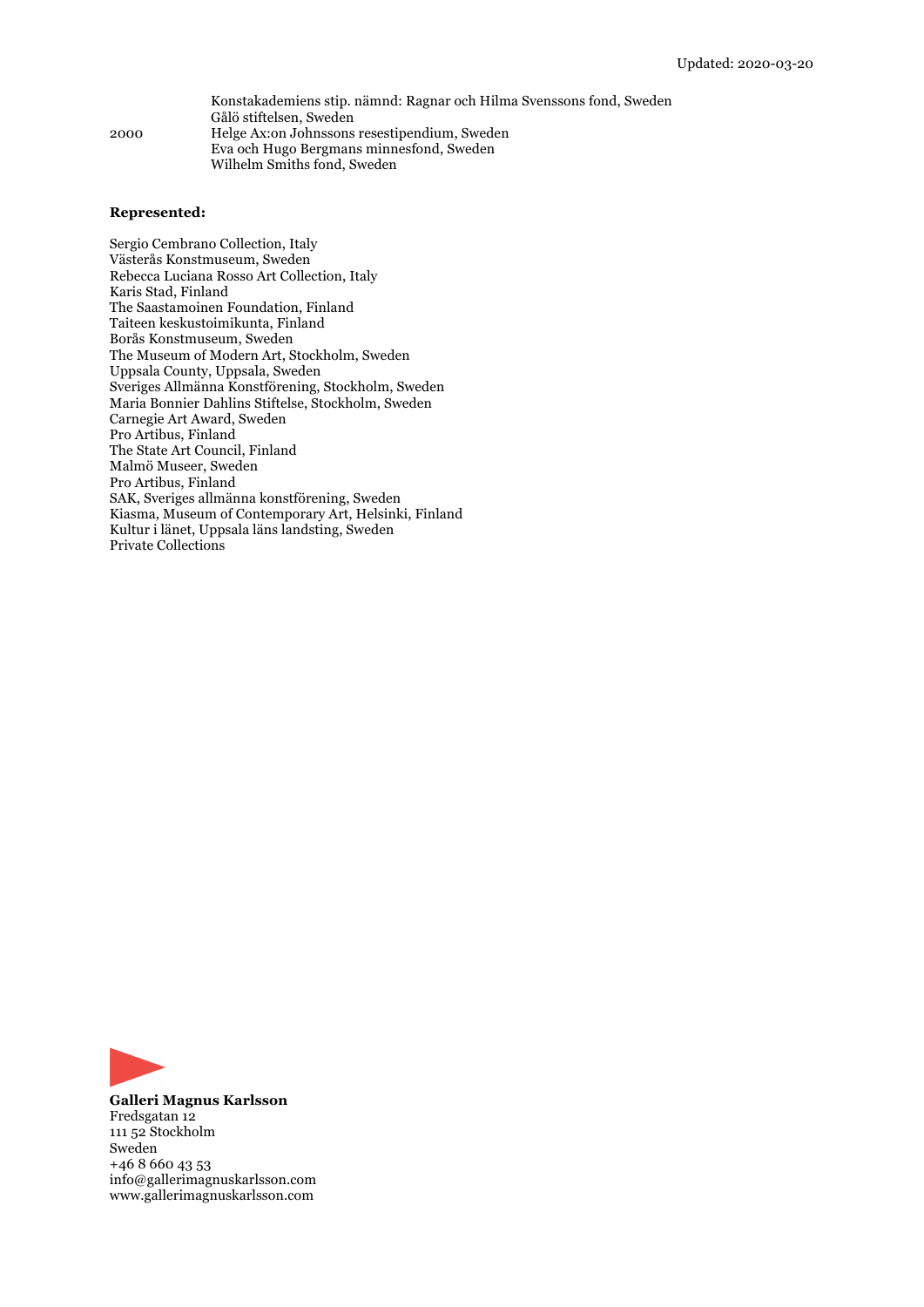| | |
|---|---|
| | Konstakademiens stip. nämnd: Ragnar och Hilma Svenssons fond, Sweden |
| | Gålö stiftelsen, Sweden |
| 2000 | Helge Ax:on Johnssons resestipendium, Sweden |
| | Eva och Hugo Bergmans minnesfond, Sweden |
| | Wilhelm Smiths fond, Sweden |

**Represented:**

Sergio Cembrano Collection, Italy
Västerås Konstmuseum, Sweden
Rebecca Luciana Rosso Art Collection, Italy
Karis Stad, Finland
The Saastamoinen Foundation, Finland
Taiteen keskustoimikunta, Finland
Borås Konstmuseum, Sweden
The Museum of Modern Art, Stockholm, Sweden
Uppsala County, Uppsala, Sweden
Sveriges Allmänna Konstförening, Stockholm, Sweden
Maria Bonnier Dahlins Stiftelse, Stockholm, Sweden
Carnegie Art Award, Sweden
Pro Artibus, Finland
The State Art Council, Finland
Malmö Museer, Sweden
Pro Artibus, Finland
SAK, Sveriges allmänna konstförening, Sweden
Kiasma, Museum of Contemporary Art, Helsinki, Finland
Kultur i länet, Uppsala läns landsting, Sweden
Private Collections

**Galleri Magnus Karlsson**
Fredsgatan 12
111 52 Stockholm
Sweden
+46 8 660 43 53
info@gallerimagnuskarlsson.com
www.gallerimagnuskarlsson.com